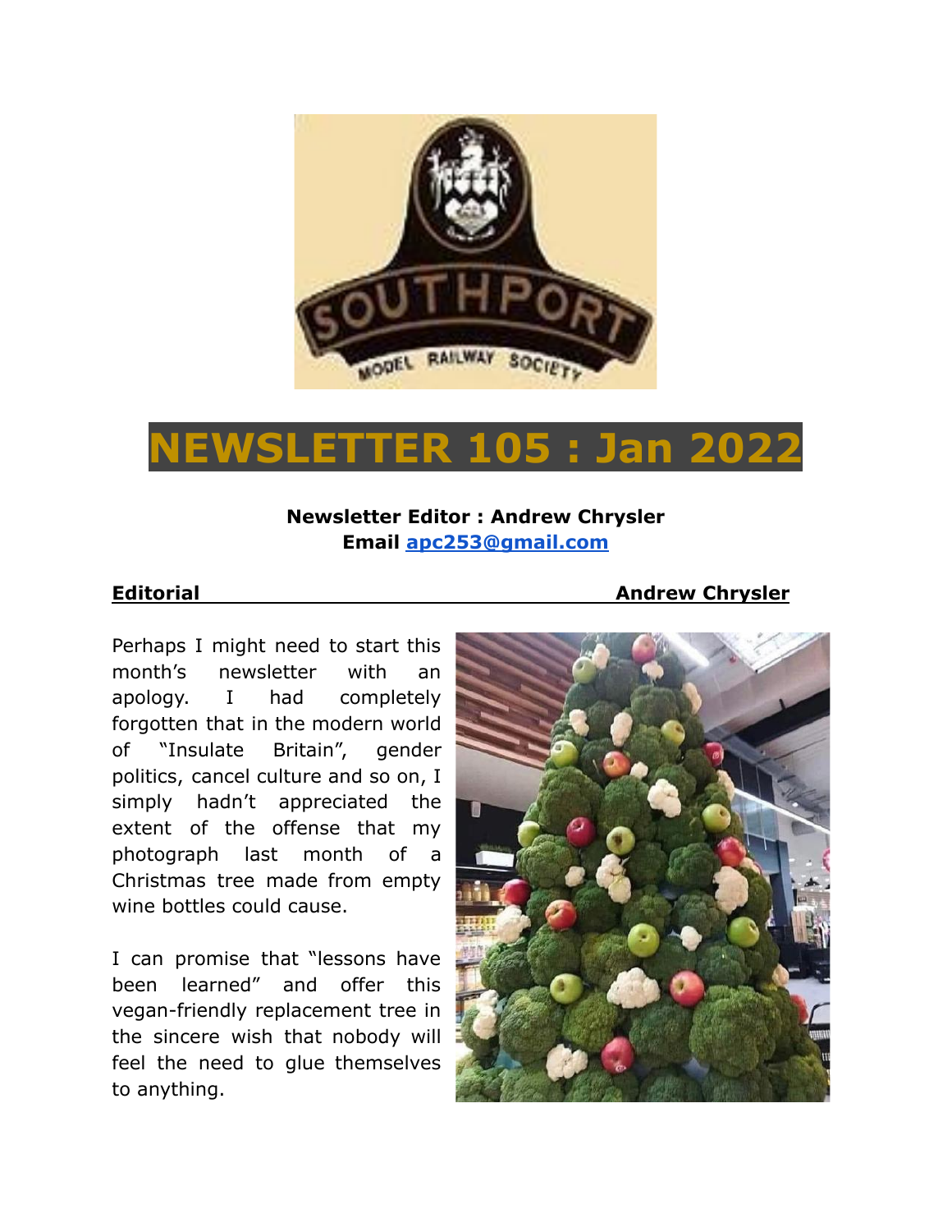# NEWSLETTER 105 : Jan 2022

**Newsletter Editor : Andrew Chrysler**
**Email apc253@gmail.com**

## Editorial — Andrew Chrysler

Perhaps I might need to start this month's newsletter with an apology. I had completely forgotten that in the modern world of "Insulate Britain", gender politics, cancel culture and so on, I simply hadn't appreciated the extent of the offense that my photograph last month of a Christmas tree made from empty wine bottles could cause.

I can promise that "lessons have been learned" and offer this vegan-friendly replacement tree in the sincere wish that nobody will feel the need to glue themselves to anything.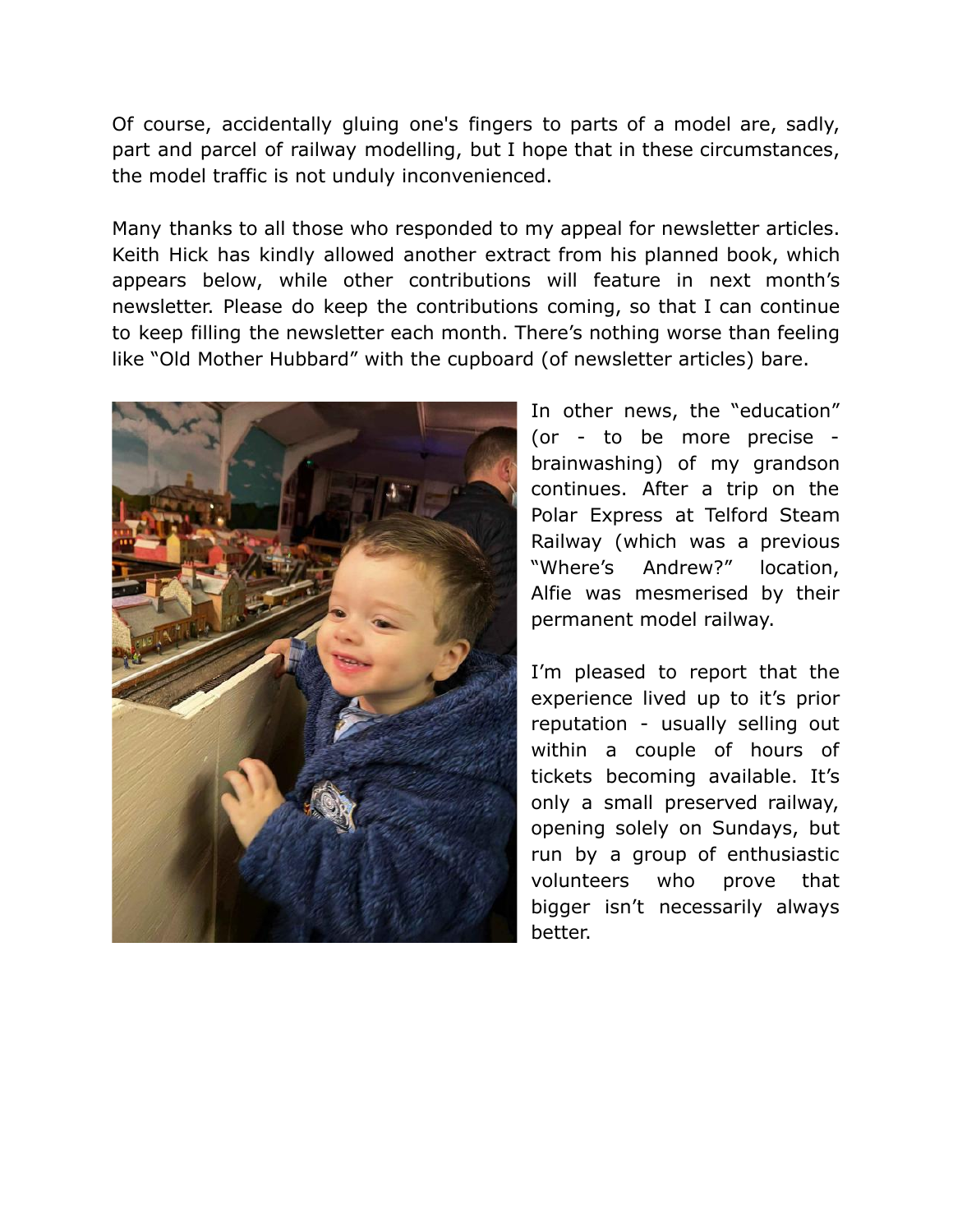Of course, accidentally gluing one's fingers to parts of a model are, sadly, part and parcel of railway modelling, but I hope that in these circumstances, the model traffic is not unduly inconvenienced.

Many thanks to all those who responded to my appeal for newsletter articles. Keith Hick has kindly allowed another extract from his planned book, which appears below, while other contributions will feature in next month's newsletter. Please do keep the contributions coming, so that I can continue to keep filling the newsletter each month. There's nothing worse than feeling like "Old Mother Hubbard" with the cupboard (of newsletter articles) bare.

In other news, the "education" (or - to be more precise - brainwashing) of my grandson continues. After a trip on the Polar Express at Telford Steam Railway (which was a previous "Where's Andrew?" location, Alfie was mesmerised by their permanent model railway.

I'm pleased to report that the experience lived up to it's prior reputation - usually selling out within a couple of hours of tickets becoming available. It's only a small preserved railway, opening solely on Sundays, but run by a group of enthusiastic volunteers who prove that bigger isn't necessarily always better.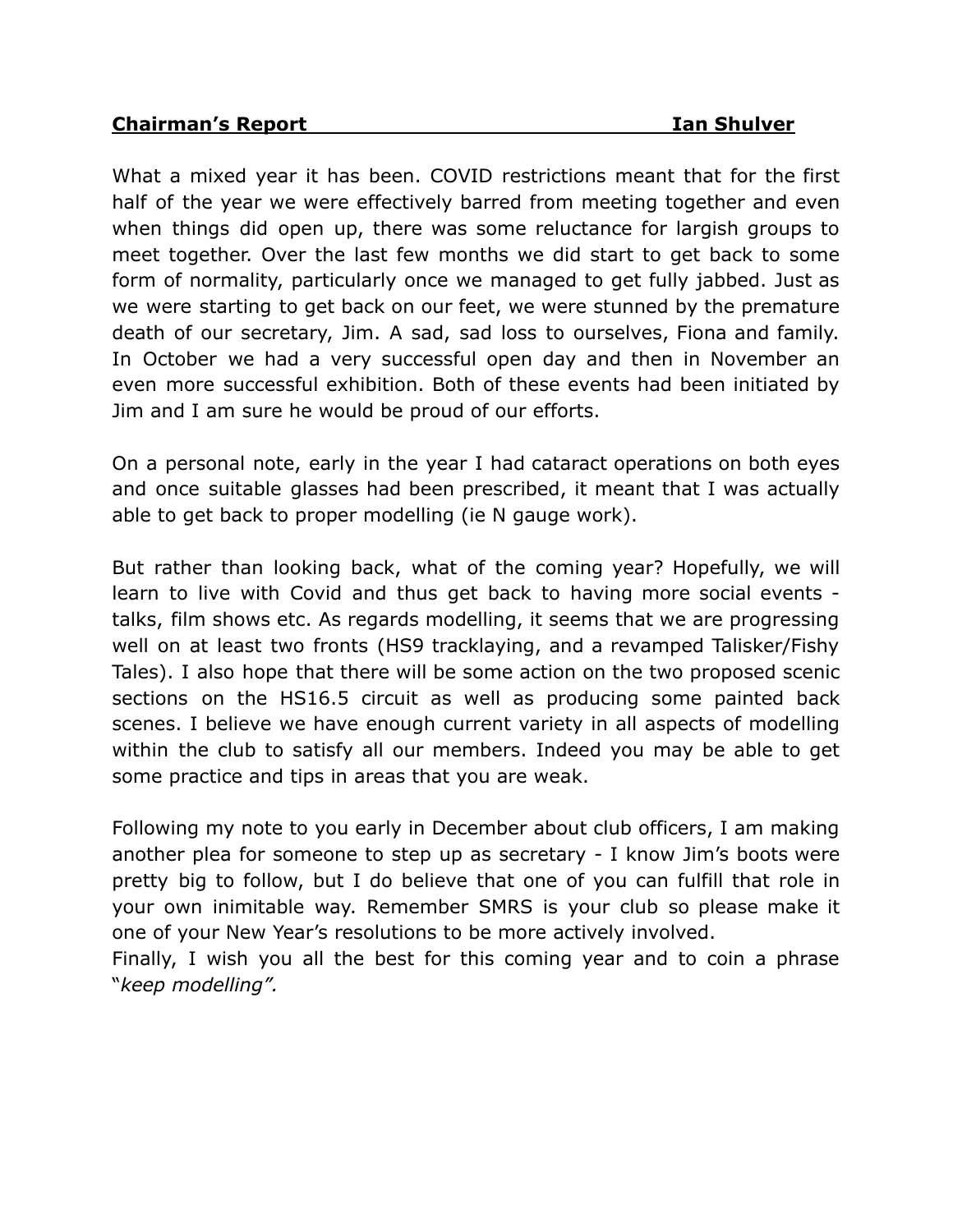## Chairman's Report — Ian Shulver

What a mixed year it has been. COVID restrictions meant that for the first half of the year we were effectively barred from meeting together and even when things did open up, there was some reluctance for largish groups to meet together. Over the last few months we did start to get back to some form of normality, particularly once we managed to get fully jabbed. Just as we were starting to get back on our feet, we were stunned by the premature death of our secretary, Jim. A sad, sad loss to ourselves, Fiona and family. In October we had a very successful open day and then in November an even more successful exhibition. Both of these events had been initiated by Jim and I am sure he would be proud of our efforts.

On a personal note, early in the year I had cataract operations on both eyes and once suitable glasses had been prescribed, it meant that I was actually able to get back to proper modelling (ie N gauge work).

But rather than looking back, what of the coming year? Hopefully, we will learn to live with Covid and thus get back to having more social events - talks, film shows etc. As regards modelling, it seems that we are progressing well on at least two fronts (HS9 tracklaying, and a revamped Talisker/Fishy Tales). I also hope that there will be some action on the two proposed scenic sections on the HS16.5 circuit as well as producing some painted back scenes. I believe we have enough current variety in all aspects of modelling within the club to satisfy all our members. Indeed you may be able to get some practice and tips in areas that you are weak.

Following my note to you early in December about club officers, I am making another plea for someone to step up as secretary - I know Jim's boots were pretty big to follow, but I do believe that one of you can fulfill that role in your own inimitable way. Remember SMRS is your club so please make it one of your New Year's resolutions to be more actively involved.

Finally, I wish you all the best for this coming year and to coin a phrase "*keep modelling".*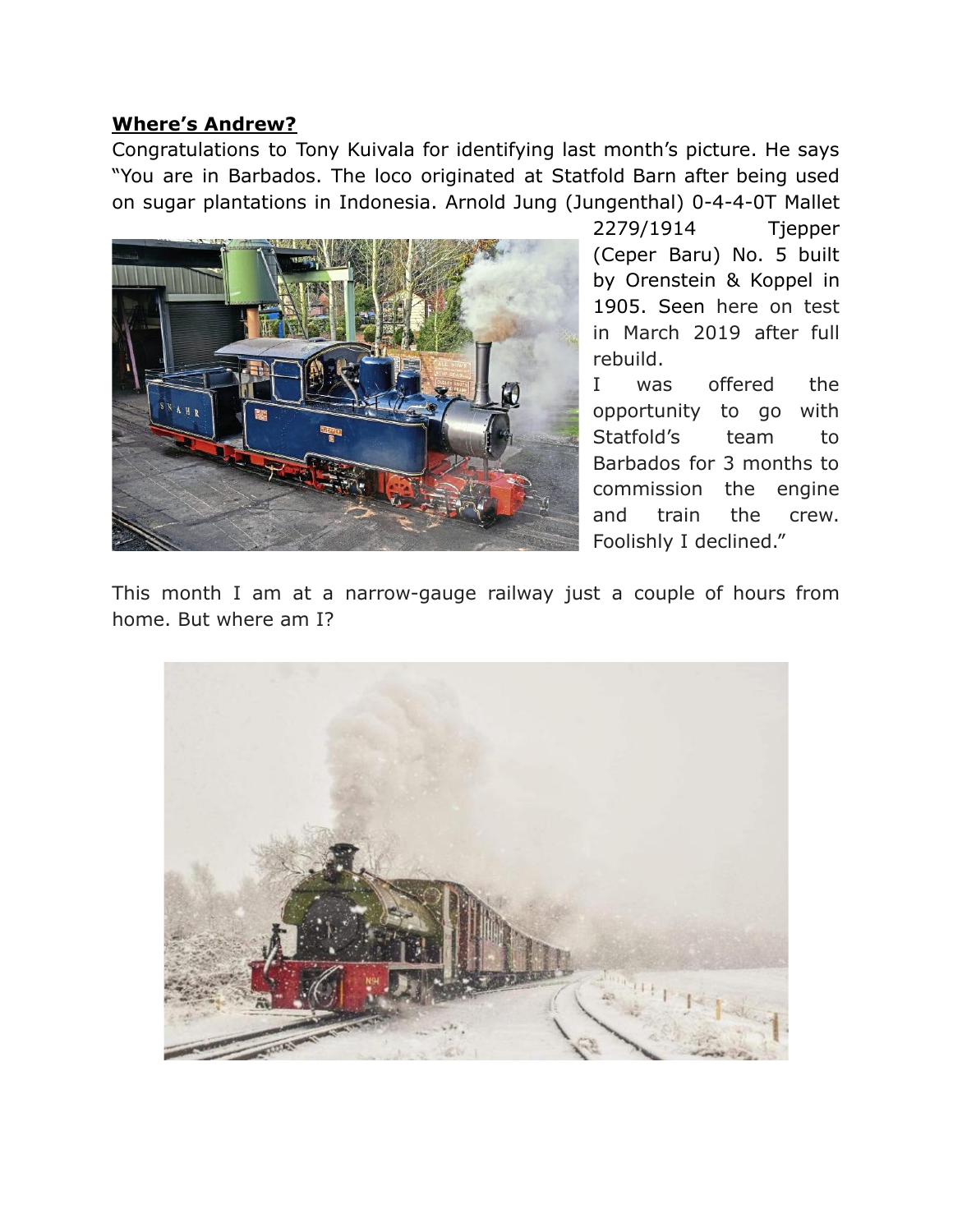**Where's Andrew?**

Congratulations to Tony Kuivala for identifying last month's picture. He says "You are in Barbados. The loco originated at Statfold Barn after being used on sugar plantations in Indonesia. Arnold Jung (Jungenthal) 0-4-4-0T Mallet 2279/1914 Tjepper (Ceper Baru) No. 5 built by Orenstein & Koppel in 1905. Seen here on test in March 2019 after full rebuild.

I was offered the opportunity to go with Statfold's team to Barbados for 3 months to commission the engine and train the crew. Foolishly I declined."

This month I am at a narrow-gauge railway just a couple of hours from home. But where am I?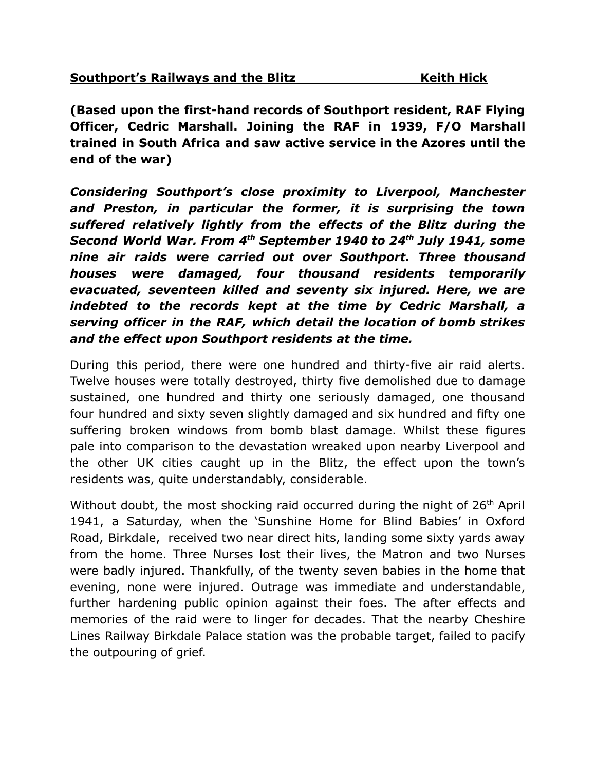**Southport's Railways and the Blitz** **Keith Hick**

**(Based upon the first-hand records of Southport resident, RAF Flying Officer, Cedric Marshall. Joining the RAF in 1939, F/O Marshall trained in South Africa and saw active service in the Azores until the end of the war)**

***Considering Southport's close proximity to Liverpool, Manchester and Preston, in particular the former, it is surprising the town suffered relatively lightly from the effects of the Blitz during the Second World War. From 4th September 1940 to 24th July 1941, some nine air raids were carried out over Southport. Three thousand houses were damaged, four thousand residents temporarily evacuated, seventeen killed and seventy six injured. Here, we are indebted to the records kept at the time by Cedric Marshall, a serving officer in the RAF, which detail the location of bomb strikes and the effect upon Southport residents at the time.***

During this period, there were one hundred and thirty-five air raid alerts. Twelve houses were totally destroyed, thirty five demolished due to damage sustained, one hundred and thirty one seriously damaged, one thousand four hundred and sixty seven slightly damaged and six hundred and fifty one suffering broken windows from bomb blast damage. Whilst these figures pale into comparison to the devastation wreaked upon nearby Liverpool and the other UK cities caught up in the Blitz, the effect upon the town's residents was, quite understandably, considerable.

Without doubt, the most shocking raid occurred during the night of 26th April 1941, a Saturday, when the 'Sunshine Home for Blind Babies' in Oxford Road, Birkdale, received two near direct hits, landing some sixty yards away from the home. Three Nurses lost their lives, the Matron and two Nurses were badly injured. Thankfully, of the twenty seven babies in the home that evening, none were injured. Outrage was immediate and understandable, further hardening public opinion against their foes. The after effects and memories of the raid were to linger for decades. That the nearby Cheshire Lines Railway Birkdale Palace station was the probable target, failed to pacify the outpouring of grief.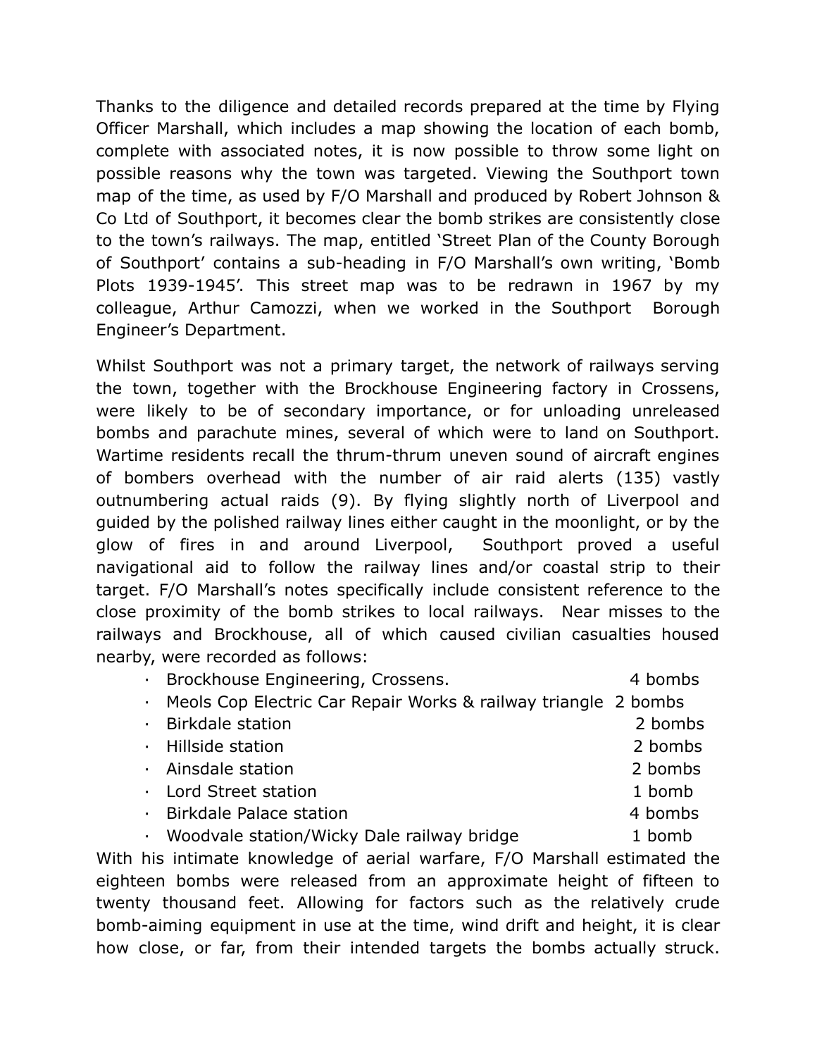Thanks to the diligence and detailed records prepared at the time by Flying Officer Marshall, which includes a map showing the location of each bomb, complete with associated notes, it is now possible to throw some light on possible reasons why the town was targeted. Viewing the Southport town map of the time, as used by F/O Marshall and produced by Robert Johnson & Co Ltd of Southport, it becomes clear the bomb strikes are consistently close to the town's railways. The map, entitled 'Street Plan of the County Borough of Southport' contains a sub-heading in F/O Marshall's own writing, 'Bomb Plots 1939-1945'. This street map was to be redrawn in 1967 by my colleague, Arthur Camozzi, when we worked in the Southport Borough Engineer's Department.

Whilst Southport was not a primary target, the network of railways serving the town, together with the Brockhouse Engineering factory in Crossens, were likely to be of secondary importance, or for unloading unreleased bombs and parachute mines, several of which were to land on Southport. Wartime residents recall the thrum-thrum uneven sound of aircraft engines of bombers overhead with the number of air raid alerts (135) vastly outnumbering actual raids (9). By flying slightly north of Liverpool and guided by the polished railway lines either caught in the moonlight, or by the glow of fires in and around Liverpool, Southport proved a useful navigational aid to follow the railway lines and/or coastal strip to their target. F/O Marshall's notes specifically include consistent reference to the close proximity of the bomb strikes to local railways. Near misses to the railways and Brockhouse, all of which caused civilian casualties housed nearby, were recorded as follows:

- Brockhouse Engineering, Crossens. 4 bombs
- Meols Cop Electric Car Repair Works & railway triangle 2 bombs
- Birkdale station 2 bombs
- Hillside station 2 bombs
- Ainsdale station 2 bombs
- Lord Street station 1 bomb
- Birkdale Palace station 4 bombs
- Woodvale station/Wicky Dale railway bridge 1 bomb

With his intimate knowledge of aerial warfare, F/O Marshall estimated the eighteen bombs were released from an approximate height of fifteen to twenty thousand feet. Allowing for factors such as the relatively crude bomb-aiming equipment in use at the time, wind drift and height, it is clear how close, or far, from their intended targets the bombs actually struck.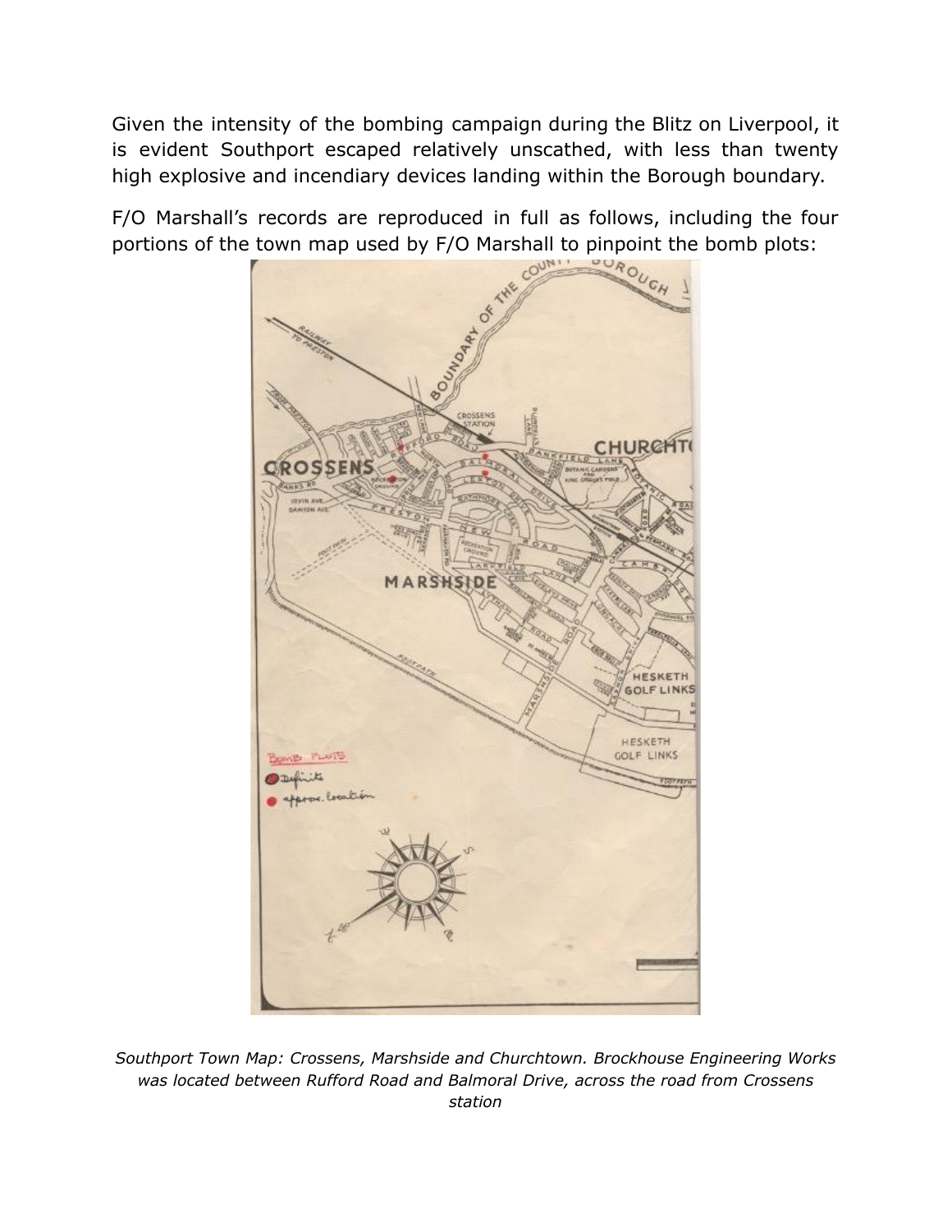Given the intensity of the bombing campaign during the Blitz on Liverpool, it is evident Southport escaped relatively unscathed, with less than twenty high explosive and incendiary devices landing within the Borough boundary.

F/O Marshall's records are reproduced in full as follows, including the four portions of the town map used by F/O Marshall to pinpoint the bomb plots:

*Southport Town Map: Crossens, Marshside and Churchtown. Brockhouse Engineering Works was located between Rufford Road and Balmoral Drive, across the road from Crossens station*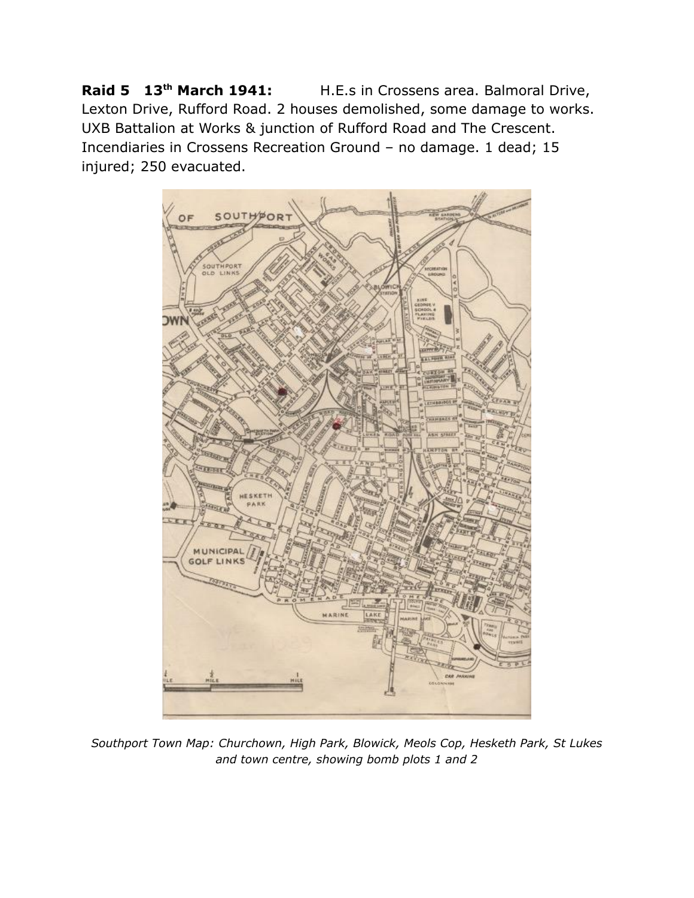**Raid 5 13th March 1941:** H.E.s in Crossens area. Balmoral Drive, Lexton Drive, Rufford Road. 2 houses demolished, some damage to works. UXB Battalion at Works & junction of Rufford Road and The Crescent. Incendiaries in Crossens Recreation Ground – no damage. 1 dead; 15 injured; 250 evacuated.

*Southport Town Map: Churchown, High Park, Blowick, Meols Cop, Hesketh Park, St Lukes and town centre, showing bomb plots 1 and 2*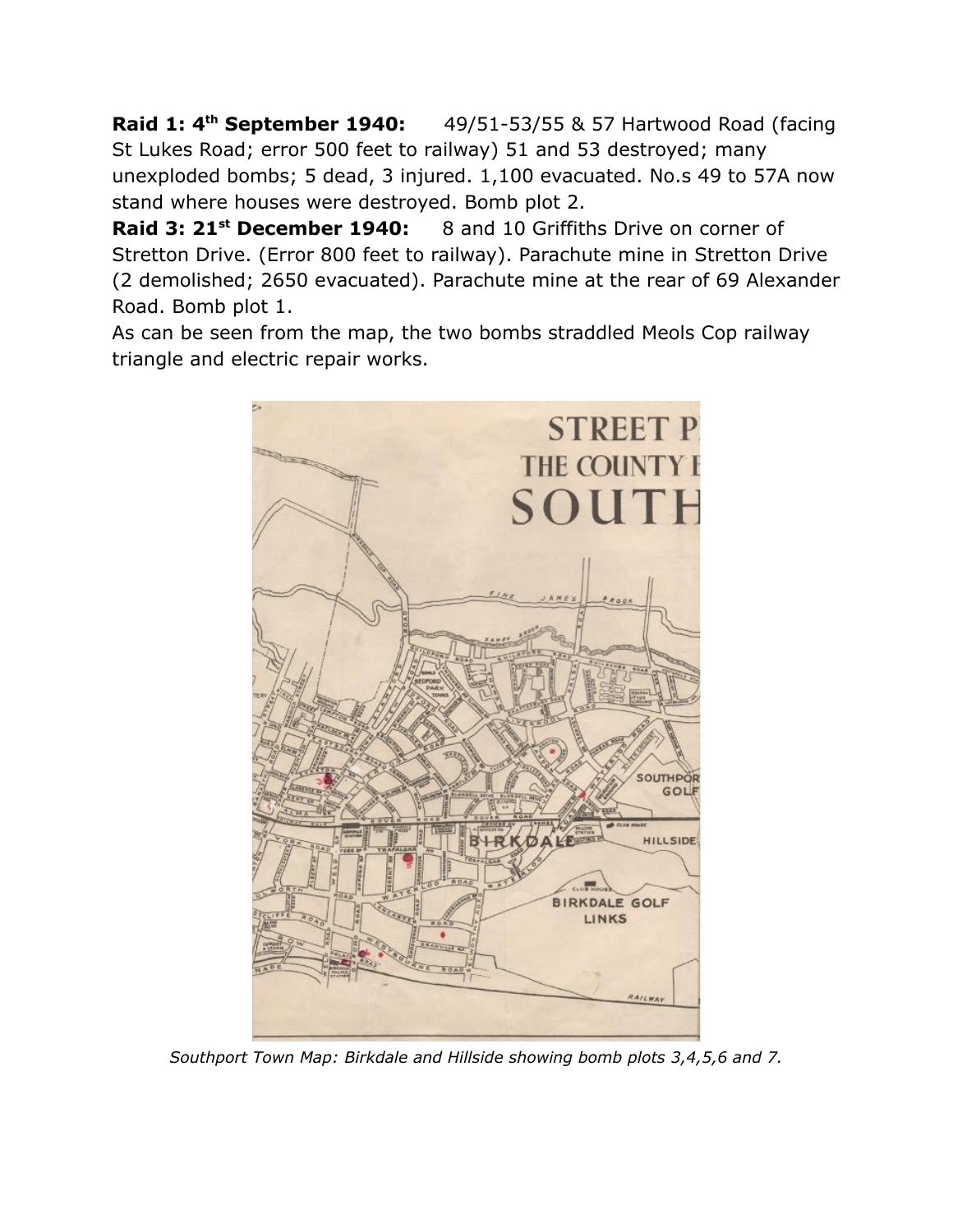**Raid 1: 4th September 1940:** 49/51-53/55 & 57 Hartwood Road (facing St Lukes Road; error 500 feet to railway) 51 and 53 destroyed; many unexploded bombs; 5 dead, 3 injured. 1,100 evacuated. No.s 49 to 57A now stand where houses were destroyed. Bomb plot 2.

**Raid 3: 21st December 1940:** 8 and 10 Griffiths Drive on corner of Stretton Drive. (Error 800 feet to railway). Parachute mine in Stretton Drive (2 demolished; 2650 evacuated). Parachute mine at the rear of 69 Alexander Road. Bomb plot 1.

As can be seen from the map, the two bombs straddled Meols Cop railway triangle and electric repair works.

*Southport Town Map: Birkdale and Hillside showing bomb plots 3,4,5,6 and 7.*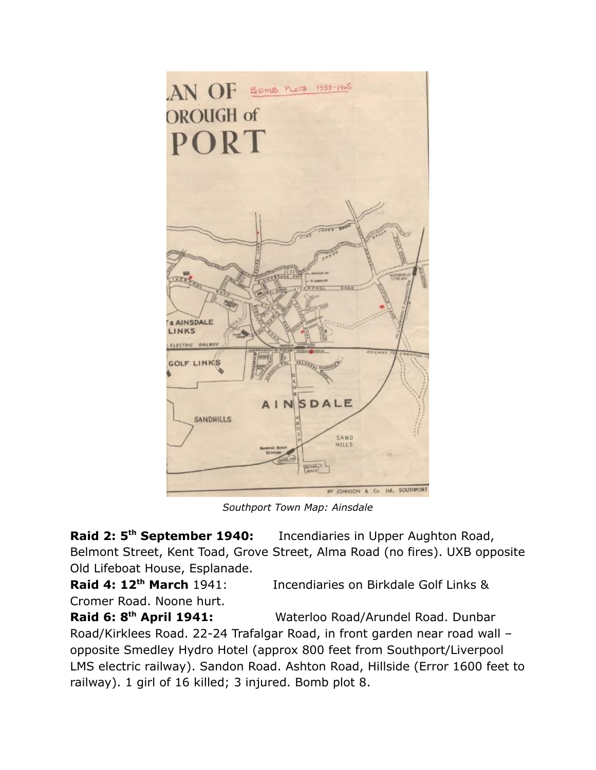*Southport Town Map: Ainsdale*

**Raid 2: 5th September 1940:** Incendiaries in Upper Aughton Road, Belmont Street, Kent Toad, Grove Street, Alma Road (no fires). UXB opposite Old Lifeboat House, Esplanade.

**Raid 4: 12th March** 1941: Incendiaries on Birkdale Golf Links & Cromer Road. Noone hurt.

**Raid 6: 8th April 1941:** Waterloo Road/Arundel Road. Dunbar Road/Kirklees Road. 22-24 Trafalgar Road, in front garden near road wall – opposite Smedley Hydro Hotel (approx 800 feet from Southport/Liverpool LMS electric railway). Sandon Road. Ashton Road, Hillside (Error 1600 feet to railway). 1 girl of 16 killed; 3 injured. Bomb plot 8.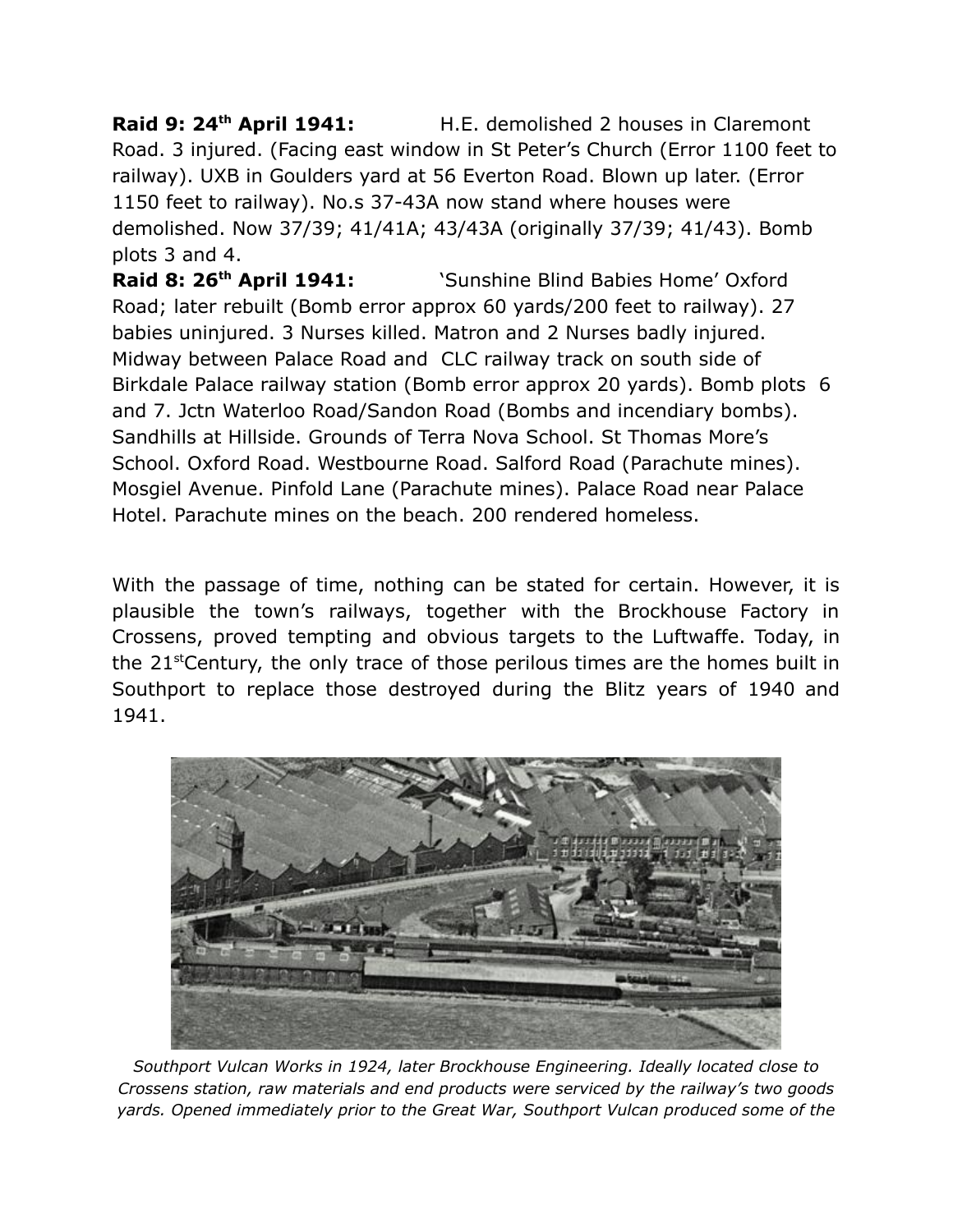**Raid 9: 24th April 1941:** H.E. demolished 2 houses in Claremont Road. 3 injured. (Facing east window in St Peter's Church (Error 1100 feet to railway). UXB in Goulders yard at 56 Everton Road. Blown up later. (Error 1150 feet to railway). No.s 37-43A now stand where houses were demolished. Now 37/39; 41/41A; 43/43A (originally 37/39; 41/43). Bomb plots 3 and 4.

**Raid 8: 26th April 1941:** 'Sunshine Blind Babies Home' Oxford Road; later rebuilt (Bomb error approx 60 yards/200 feet to railway). 27 babies uninjured. 3 Nurses killed. Matron and 2 Nurses badly injured. Midway between Palace Road and CLC railway track on south side of Birkdale Palace railway station (Bomb error approx 20 yards). Bomb plots 6 and 7. Jctn Waterloo Road/Sandon Road (Bombs and incendiary bombs). Sandhills at Hillside. Grounds of Terra Nova School. St Thomas More's School. Oxford Road. Westbourne Road. Salford Road (Parachute mines). Mosgiel Avenue. Pinfold Lane (Parachute mines). Palace Road near Palace Hotel. Parachute mines on the beach. 200 rendered homeless.

With the passage of time, nothing can be stated for certain. However, it is plausible the town's railways, together with the Brockhouse Factory in Crossens, proved tempting and obvious targets to the Luftwaffe. Today, in the 21st Century, the only trace of those perilous times are the homes built in Southport to replace those destroyed during the Blitz years of 1940 and 1941.

*Southport Vulcan Works in 1924, later Brockhouse Engineering. Ideally located close to Crossens station, raw materials and end products were serviced by the railway's two goods yards. Opened immediately prior to the Great War, Southport Vulcan produced some of the*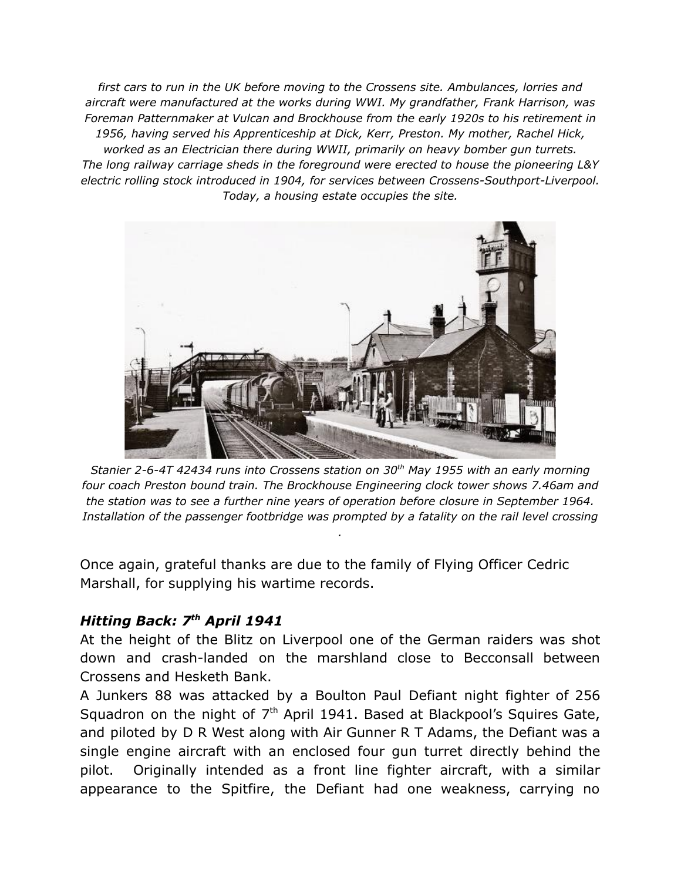*first cars to run in the UK before moving to the Crossens site. Ambulances, lorries and aircraft were manufactured at the works during WWI. My grandfather, Frank Harrison, was Foreman Patternmaker at Vulcan and Brockhouse from the early 1920s to his retirement in 1956, having served his Apprenticeship at Dick, Kerr, Preston. My mother, Rachel Hick, worked as an Electrician there during WWII, primarily on heavy bomber gun turrets. The long railway carriage sheds in the foreground were erected to house the pioneering L&Y electric rolling stock introduced in 1904, for services between Crossens-Southport-Liverpool. Today, a housing estate occupies the site.*

*Stanier 2-6-4T 42434 runs into Crossens station on 30th May 1955 with an early morning four coach Preston bound train. The Brockhouse Engineering clock tower shows 7.46am and the station was to see a further nine years of operation before closure in September 1964. Installation of the passenger footbridge was prompted by a fatality on the rail level crossing.*

Once again, grateful thanks are due to the family of Flying Officer Cedric Marshall, for supplying his wartime records.

### *Hitting Back: 7th April 1941*

At the height of the Blitz on Liverpool one of the German raiders was shot down and crash-landed on the marshland close to Becconsall between Crossens and Hesketh Bank.

A Junkers 88 was attacked by a Boulton Paul Defiant night fighter of 256 Squadron on the night of 7th April 1941. Based at Blackpool's Squires Gate, and piloted by D R West along with Air Gunner R T Adams, the Defiant was a single engine aircraft with an enclosed four gun turret directly behind the pilot. Originally intended as a front line fighter aircraft, with a similar appearance to the Spitfire, the Defiant had one weakness, carrying no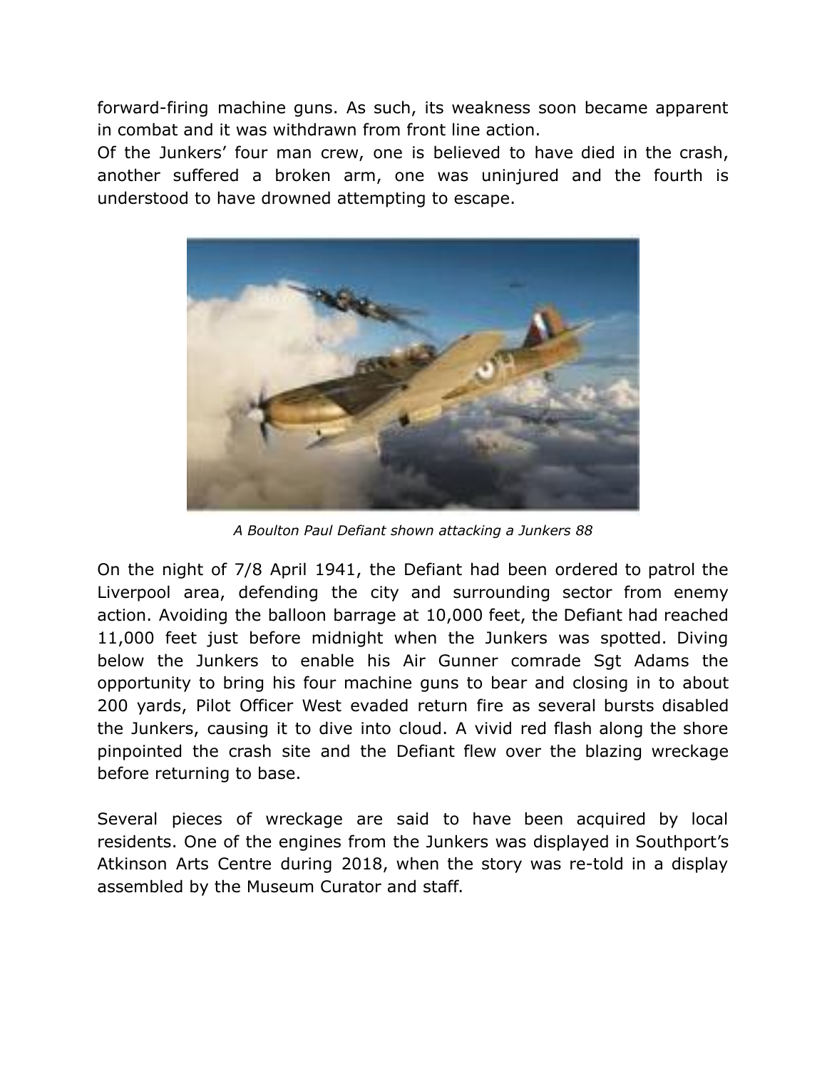forward-firing machine guns. As such, its weakness soon became apparent in combat and it was withdrawn from front line action.

Of the Junkers' four man crew, one is believed to have died in the crash, another suffered a broken arm, one was uninjured and the fourth is understood to have drowned attempting to escape.

*A Boulton Paul Defiant shown attacking a Junkers 88*

On the night of 7/8 April 1941, the Defiant had been ordered to patrol the Liverpool area, defending the city and surrounding sector from enemy action. Avoiding the balloon barrage at 10,000 feet, the Defiant had reached 11,000 feet just before midnight when the Junkers was spotted. Diving below the Junkers to enable his Air Gunner comrade Sgt Adams the opportunity to bring his four machine guns to bear and closing in to about 200 yards, Pilot Officer West evaded return fire as several bursts disabled the Junkers, causing it to dive into cloud. A vivid red flash along the shore pinpointed the crash site and the Defiant flew over the blazing wreckage before returning to base.

Several pieces of wreckage are said to have been acquired by local residents. One of the engines from the Junkers was displayed in Southport's Atkinson Arts Centre during 2018, when the story was re-told in a display assembled by the Museum Curator and staff.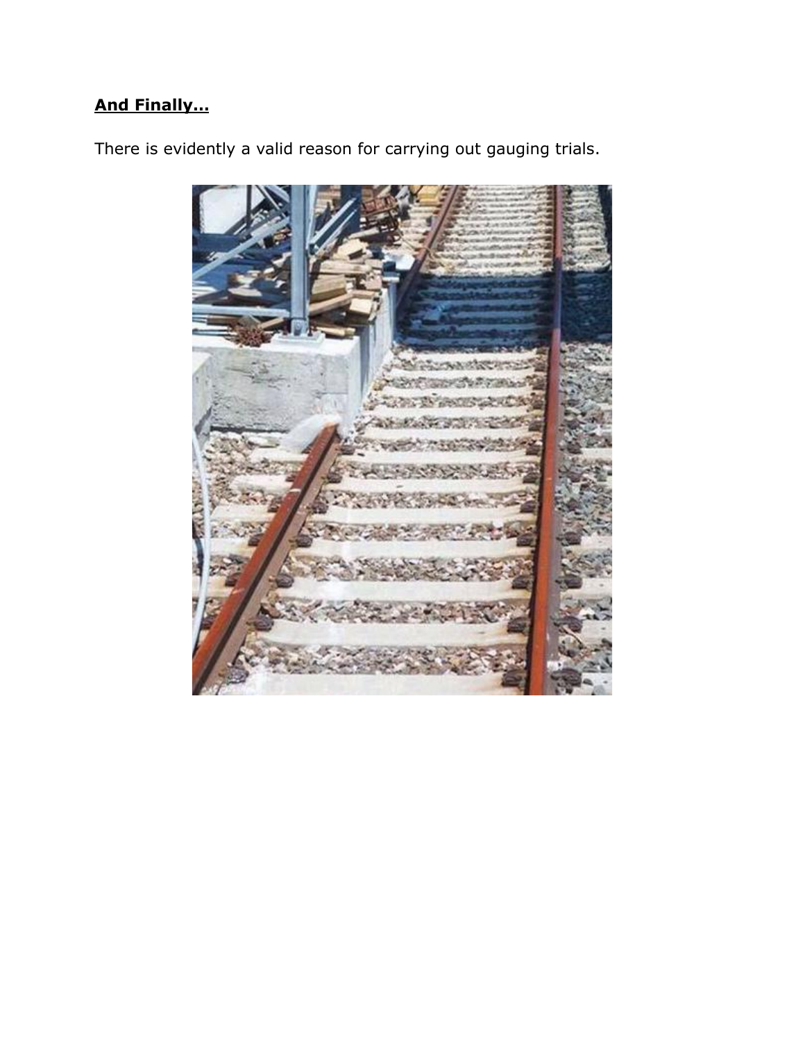**And Finally…**

There is evidently a valid reason for carrying out gauging trials.